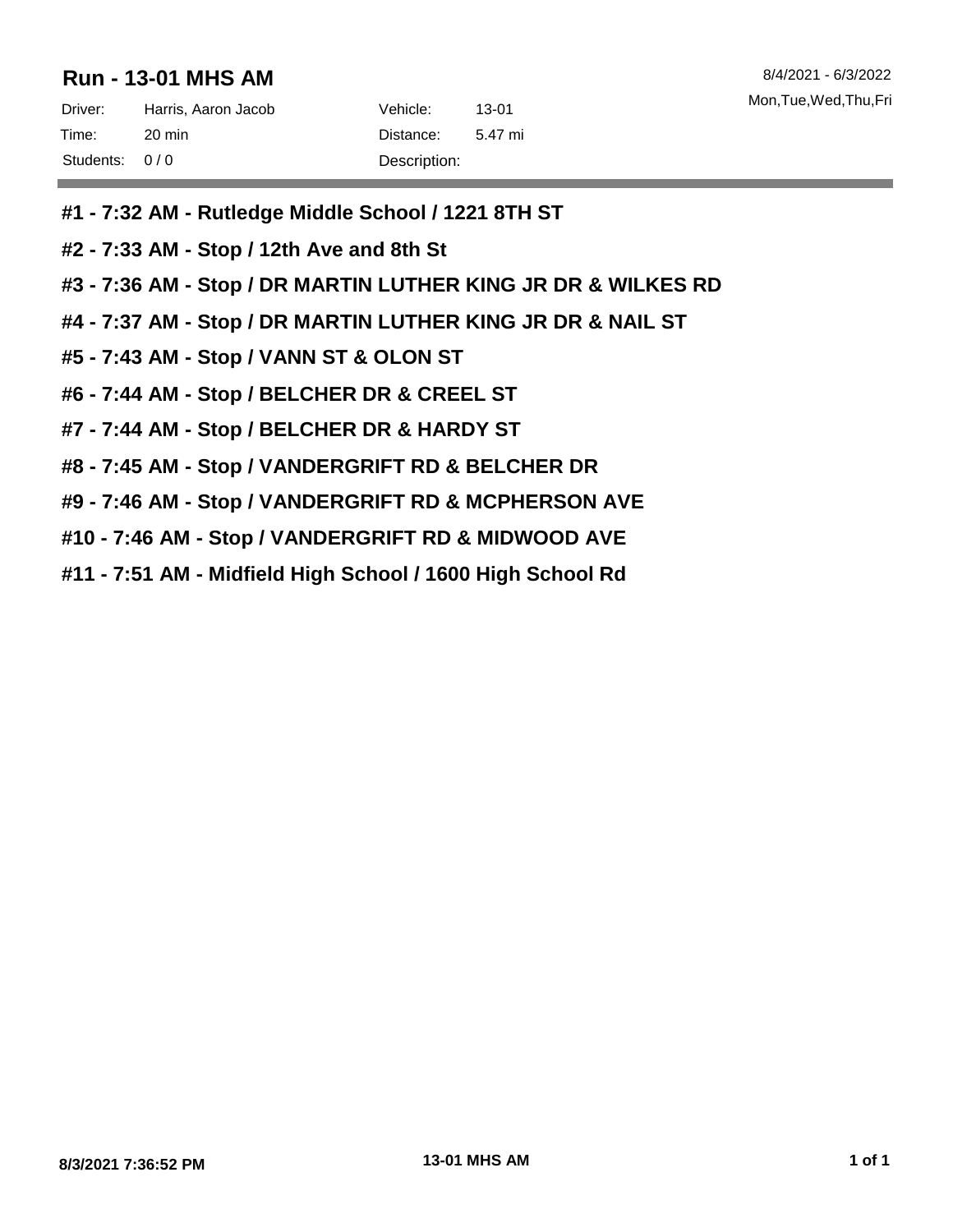## Run - 13-01 MHS AM

8/4/2021 - 6/3/2022
Mon,Tue,Wed,Thu,Fri

| | | | |
|---|---|---|---|
| Driver: | Harris, Aaron Jacob | Vehicle: | 13-01 |
| Time: | 20 min | Distance: | 5.47 mi |
| Students: | 0 / 0 | Description: | |

**#1 - 7:32 AM - Rutledge Middle School / 1221 8TH ST**

**#2 - 7:33 AM - Stop / 12th Ave and 8th St**

**#3 - 7:36 AM - Stop / DR MARTIN LUTHER KING JR DR & WILKES RD**

**#4 - 7:37 AM - Stop / DR MARTIN LUTHER KING JR DR & NAIL ST**

**#5 - 7:43 AM - Stop / VANN ST & OLON ST**

**#6 - 7:44 AM - Stop / BELCHER DR & CREEL ST**

**#7 - 7:44 AM - Stop / BELCHER DR & HARDY ST**

**#8 - 7:45 AM - Stop / VANDERGRIFT RD & BELCHER DR**

**#9 - 7:46 AM - Stop / VANDERGRIFT RD & MCPHERSON AVE**

**#10 - 7:46 AM - Stop / VANDERGRIFT RD & MIDWOOD AVE**

**#11 - 7:51 AM - Midfield High School / 1600 High School Rd**

**8/3/2021 7:36:52 PM** **13-01 MHS AM**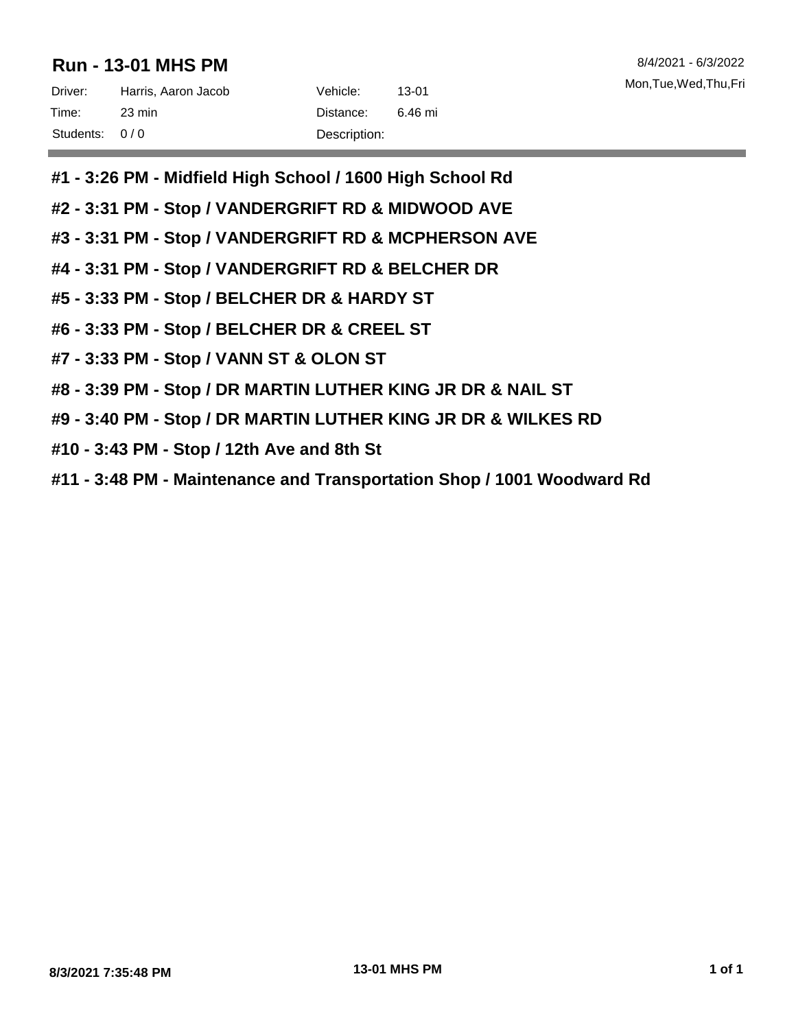## Run - 13-01 MHS PM

8/4/2021 - 6/3/2022

Mon,Tue,Wed,Thu,Fri

| Driver: | Harris, Aaron Jacob | Vehicle: | 13-01 |
|---|---|---|---|
| Time: | 23 min | Distance: | 6.46 mi |
| Students: | 0 / 0 | Description: | |

**#1 - 3:26 PM - Midfield High School / 1600 High School Rd**

**#2 - 3:31 PM - Stop / VANDERGRIFT RD & MIDWOOD AVE**

**#3 - 3:31 PM - Stop / VANDERGRIFT RD & MCPHERSON AVE**

**#4 - 3:31 PM - Stop / VANDERGRIFT RD & BELCHER DR**

**#5 - 3:33 PM - Stop / BELCHER DR & HARDY ST**

**#6 - 3:33 PM - Stop / BELCHER DR & CREEL ST**

**#7 - 3:33 PM - Stop / VANN ST & OLON ST**

**#8 - 3:39 PM - Stop / DR MARTIN LUTHER KING JR DR & NAIL ST**

**#9 - 3:40 PM - Stop / DR MARTIN LUTHER KING JR DR & WILKES RD**

**#10 - 3:43 PM - Stop / 12th Ave and 8th St**

**#11 - 3:48 PM - Maintenance and Transportation Shop / 1001 Woodward Rd**

**8/3/2021 7:35:48 PM** **13-01 MHS PM**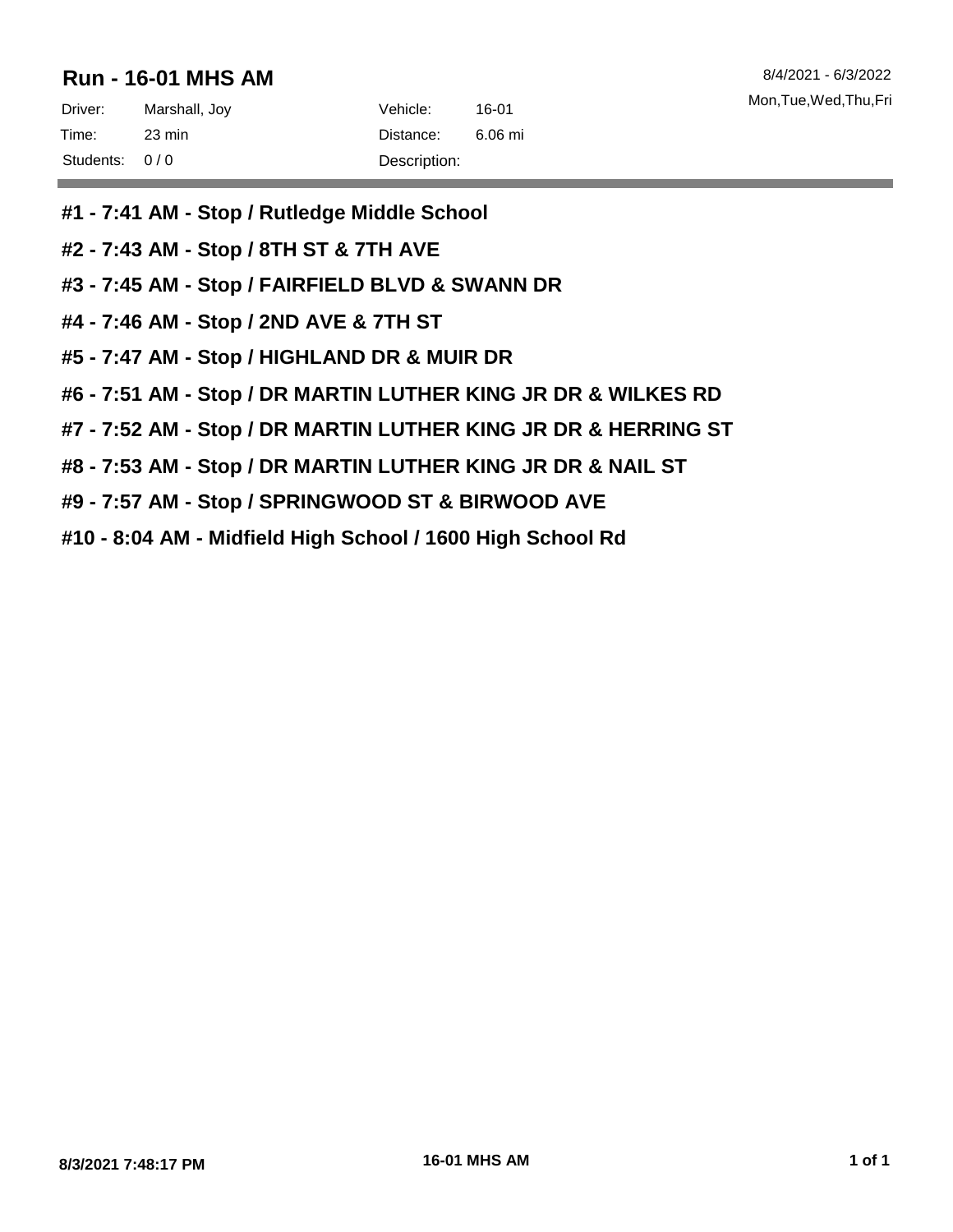## Run - 16-01 MHS AM

8/4/2021 - 6/3/2022

Mon,Tue,Wed,Thu,Fri

| | | | |
|---|---|---|---|
| Driver: | Marshall, Joy | Vehicle: | 16-01 |
| Time: | 23 min | Distance: | 6.06 mi |
| Students: | 0 / 0 | Description: | |

**#1 - 7:41 AM - Stop / Rutledge Middle School**

**#2 - 7:43 AM - Stop / 8TH ST & 7TH AVE**

**#3 - 7:45 AM - Stop / FAIRFIELD BLVD & SWANN DR**

**#4 - 7:46 AM - Stop / 2ND AVE & 7TH ST**

**#5 - 7:47 AM - Stop / HIGHLAND DR & MUIR DR**

**#6 - 7:51 AM - Stop / DR MARTIN LUTHER KING JR DR & WILKES RD**

**#7 - 7:52 AM - Stop / DR MARTIN LUTHER KING JR DR & HERRING ST**

**#8 - 7:53 AM - Stop / DR MARTIN LUTHER KING JR DR & NAIL ST**

**#9 - 7:57 AM - Stop / SPRINGWOOD ST & BIRWOOD AVE**

**#10 - 8:04 AM - Midfield High School / 1600 High School Rd**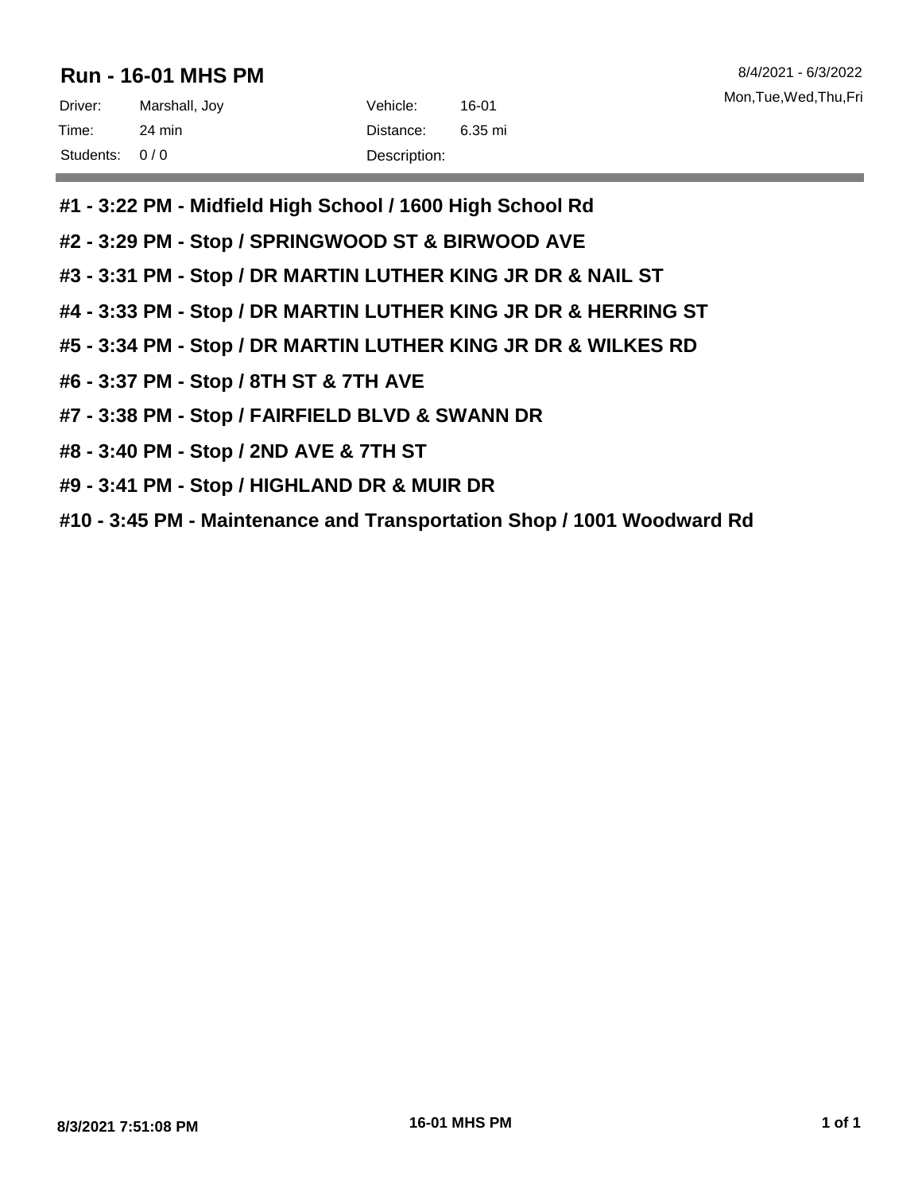# Run - 16-01 MHS PM

8/4/2021 - 6/3/2022

Mon,Tue,Wed,Thu,Fri

| | | | |
|---|---|---|---|
| Driver: | Marshall, Joy | Vehicle: | 16-01 |
| Time: | 24 min | Distance: | 6.35 mi |
| Students: | 0 / 0 | Description: | |

**#1 - 3:22 PM - Midfield High School / 1600 High School Rd**

**#2 - 3:29 PM - Stop / SPRINGWOOD ST & BIRWOOD AVE**

**#3 - 3:31 PM - Stop / DR MARTIN LUTHER KING JR DR & NAIL ST**

**#4 - 3:33 PM - Stop / DR MARTIN LUTHER KING JR DR & HERRING ST**

**#5 - 3:34 PM - Stop / DR MARTIN LUTHER KING JR DR & WILKES RD**

**#6 - 3:37 PM - Stop / 8TH ST & 7TH AVE**

**#7 - 3:38 PM - Stop / FAIRFIELD BLVD & SWANN DR**

**#8 - 3:40 PM - Stop / 2ND AVE & 7TH ST**

**#9 - 3:41 PM - Stop / HIGHLAND DR & MUIR DR**

**#10 - 3:45 PM - Maintenance and Transportation Shop / 1001 Woodward Rd**

**8/3/2021 7:51:08 PM** **16-01 MHS PM**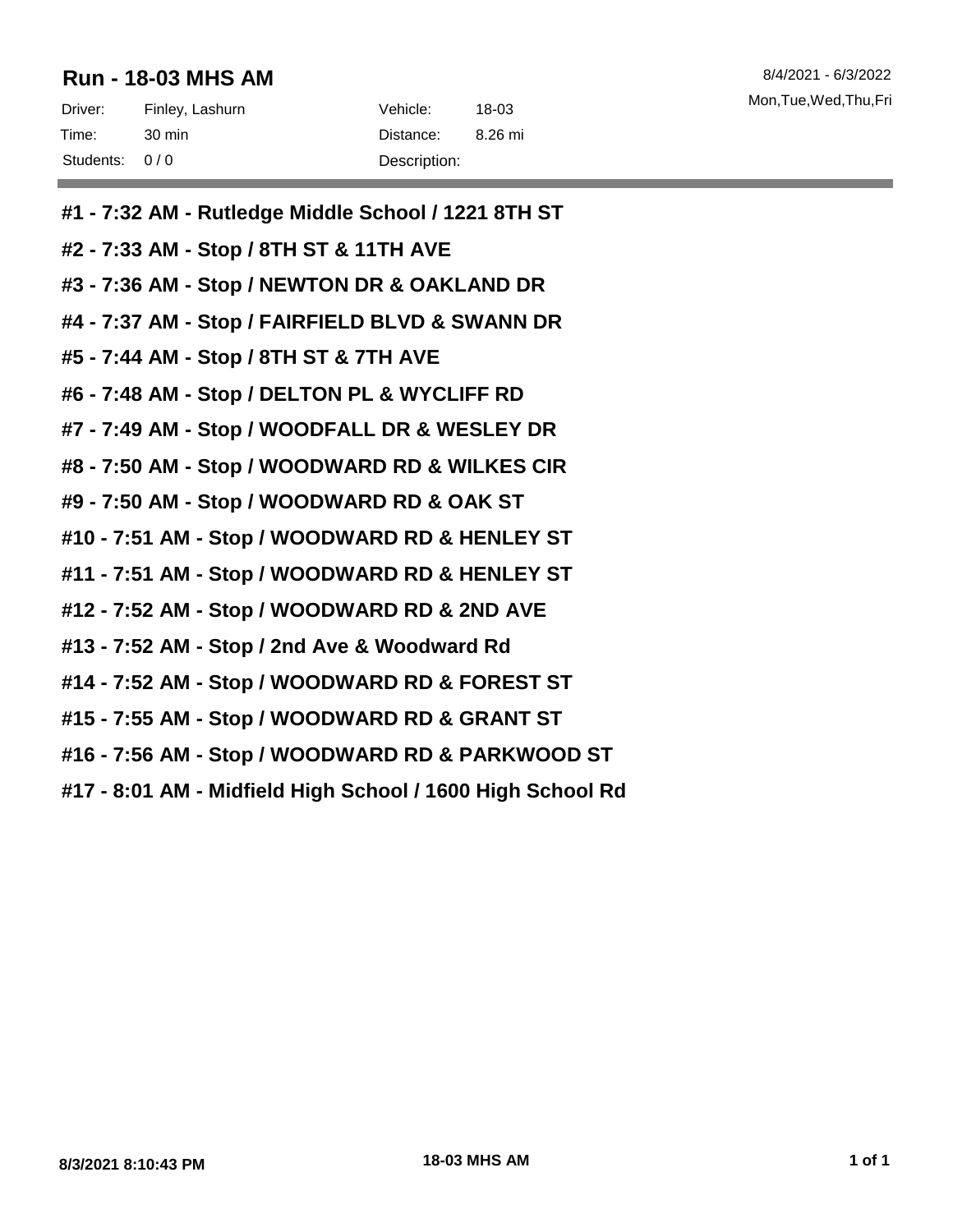## Run - 18-03 MHS AM

8/4/2021 - 6/3/2022
Mon,Tue,Wed,Thu,Fri

| | | | |
|---|---|---|---|
| Driver: | Finley, Lashurn | Vehicle: | 18-03 |
| Time: | 30 min | Distance: | 8.26 mi |
| Students: | 0 / 0 | Description: | |

**#1 - 7:32 AM - Rutledge Middle School / 1221 8TH ST**

**#2 - 7:33 AM - Stop / 8TH ST & 11TH AVE**

**#3 - 7:36 AM - Stop / NEWTON DR & OAKLAND DR**

**#4 - 7:37 AM - Stop / FAIRFIELD BLVD & SWANN DR**

**#5 - 7:44 AM - Stop / 8TH ST & 7TH AVE**

**#6 - 7:48 AM - Stop / DELTON PL & WYCLIFF RD**

**#7 - 7:49 AM - Stop / WOODFALL DR & WESLEY DR**

**#8 - 7:50 AM - Stop / WOODWARD RD & WILKES CIR**

**#9 - 7:50 AM - Stop / WOODWARD RD & OAK ST**

**#10 - 7:51 AM - Stop / WOODWARD RD & HENLEY ST**

**#11 - 7:51 AM - Stop / WOODWARD RD & HENLEY ST**

**#12 - 7:52 AM - Stop / WOODWARD RD & 2ND AVE**

**#13 - 7:52 AM - Stop / 2nd Ave & Woodward Rd**

**#14 - 7:52 AM - Stop / WOODWARD RD & FOREST ST**

**#15 - 7:55 AM - Stop / WOODWARD RD & GRANT ST**

**#16 - 7:56 AM - Stop / WOODWARD RD & PARKWOOD ST**

**#17 - 8:01 AM - Midfield High School / 1600 High School Rd**

**8/3/2021 8:10:43 PM** **18-03 MHS AM**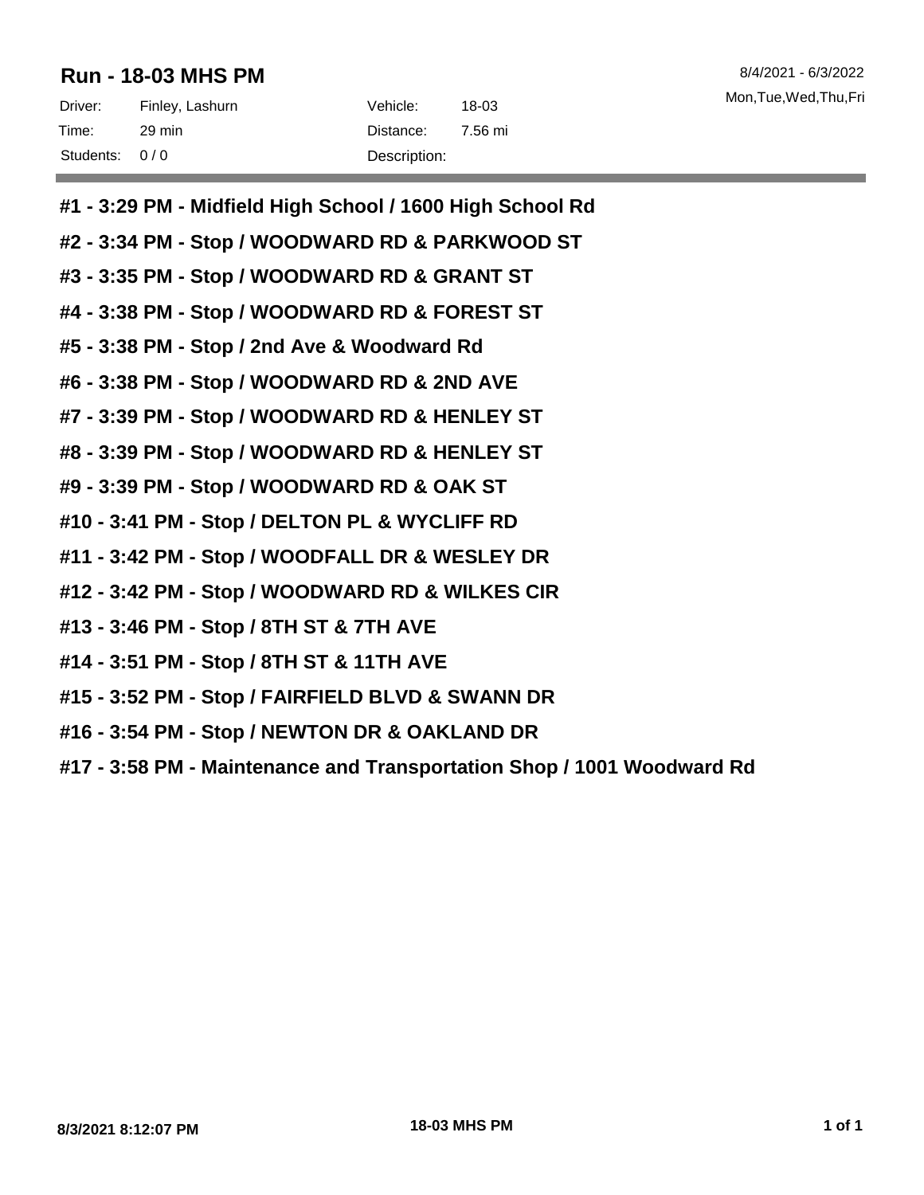## Run - 18-03 MHS PM

8/4/2021 - 6/3/2022
Mon,Tue,Wed,Thu,Fri

| Driver: | Finley, Lashurn | Vehicle: | 18-03 |
|---|---|---|---|
| Time: | 29 min | Distance: | 7.56 mi |
| Students: | 0 / 0 | Description: | |

**#1 - 3:29 PM - Midfield High School / 1600 High School Rd**

**#2 - 3:34 PM - Stop / WOODWARD RD & PARKWOOD ST**

**#3 - 3:35 PM - Stop / WOODWARD RD & GRANT ST**

**#4 - 3:38 PM - Stop / WOODWARD RD & FOREST ST**

**#5 - 3:38 PM - Stop / 2nd Ave & Woodward Rd**

**#6 - 3:38 PM - Stop / WOODWARD RD & 2ND AVE**

**#7 - 3:39 PM - Stop / WOODWARD RD & HENLEY ST**

**#8 - 3:39 PM - Stop / WOODWARD RD & HENLEY ST**

**#9 - 3:39 PM - Stop / WOODWARD RD & OAK ST**

**#10 - 3:41 PM - Stop / DELTON PL & WYCLIFF RD**

**#11 - 3:42 PM - Stop / WOODFALL DR & WESLEY DR**

**#12 - 3:42 PM - Stop / WOODWARD RD & WILKES CIR**

**#13 - 3:46 PM - Stop / 8TH ST & 7TH AVE**

**#14 - 3:51 PM - Stop / 8TH ST & 11TH AVE**

**#15 - 3:52 PM - Stop / FAIRFIELD BLVD & SWANN DR**

**#16 - 3:54 PM - Stop / NEWTON DR & OAKLAND DR**

**#17 - 3:58 PM - Maintenance and Transportation Shop / 1001 Woodward Rd**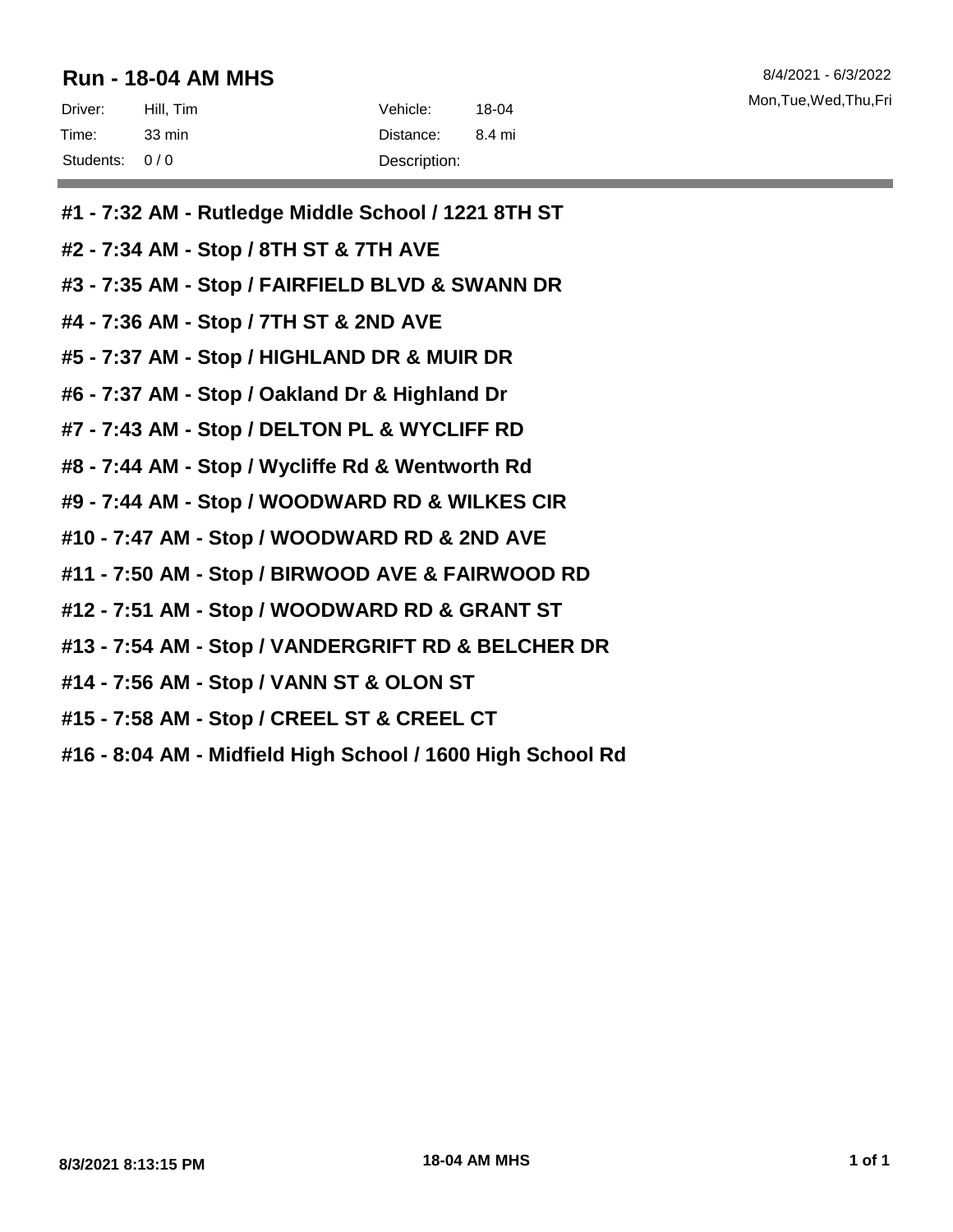## Run - 18-04 AM MHS

8/4/2021 - 6/3/2022

Mon,Tue,Wed,Thu,Fri

| | | | |
|---|---|---|---|
| Driver: | Hill, Tim | Vehicle: | 18-04 |
| Time: | 33 min | Distance: | 8.4 mi |
| Students: | 0 / 0 | Description: | |

**#1 - 7:32 AM - Rutledge Middle School / 1221 8TH ST**

**#2 - 7:34 AM - Stop / 8TH ST & 7TH AVE**

**#3 - 7:35 AM - Stop / FAIRFIELD BLVD & SWANN DR**

**#4 - 7:36 AM - Stop / 7TH ST & 2ND AVE**

**#5 - 7:37 AM - Stop / HIGHLAND DR & MUIR DR**

**#6 - 7:37 AM - Stop / Oakland Dr & Highland Dr**

**#7 - 7:43 AM - Stop / DELTON PL & WYCLIFF RD**

**#8 - 7:44 AM - Stop / Wycliffe Rd & Wentworth Rd**

**#9 - 7:44 AM - Stop / WOODWARD RD & WILKES CIR**

**#10 - 7:47 AM - Stop / WOODWARD RD & 2ND AVE**

**#11 - 7:50 AM - Stop / BIRWOOD AVE & FAIRWOOD RD**

**#12 - 7:51 AM - Stop / WOODWARD RD & GRANT ST**

**#13 - 7:54 AM - Stop / VANDERGRIFT RD & BELCHER DR**

**#14 - 7:56 AM - Stop / VANN ST & OLON ST**

**#15 - 7:58 AM - Stop / CREEL ST & CREEL CT**

**#16 - 8:04 AM - Midfield High School / 1600 High School Rd**

8/3/2021 8:13:15 PM

18-04 AM MHS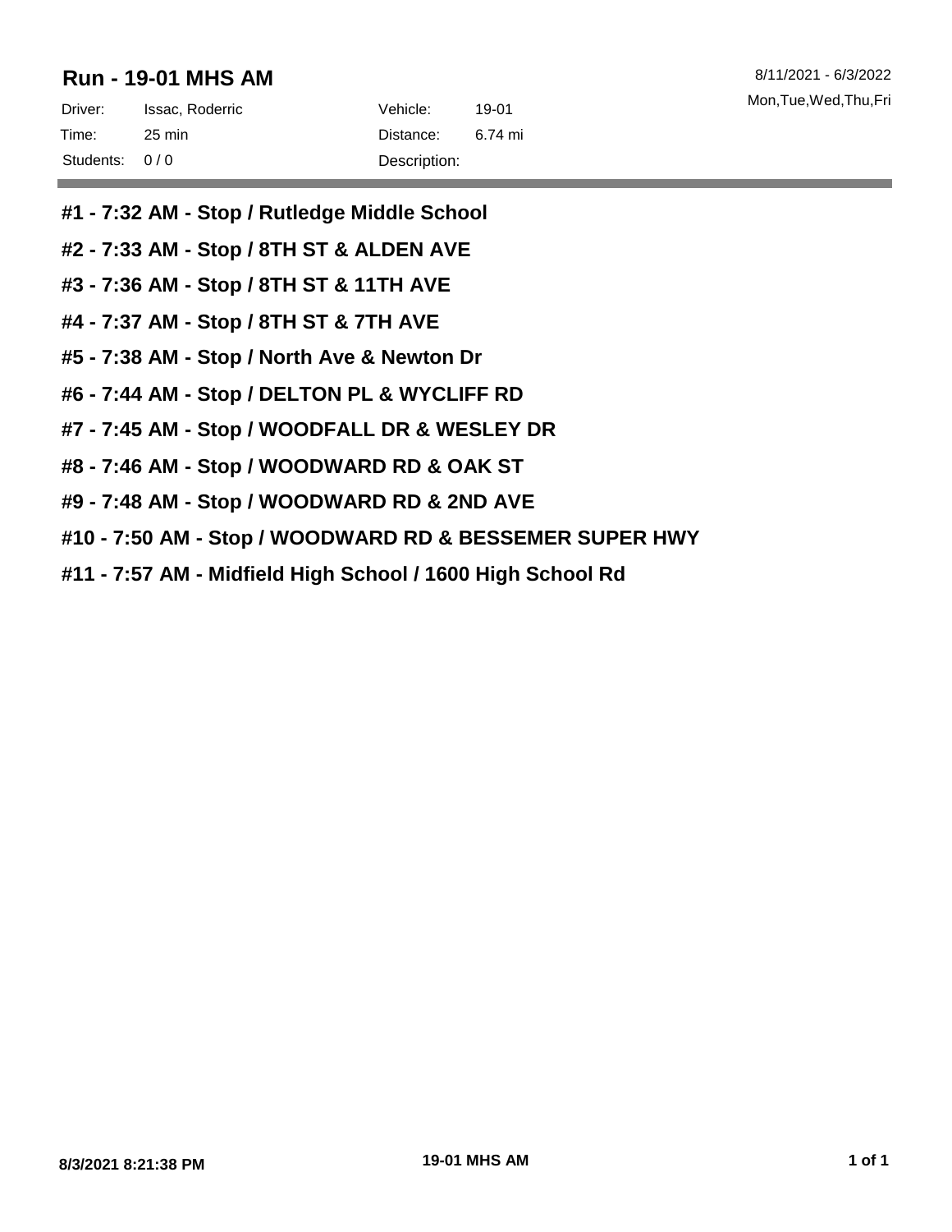## Run - 19-01 MHS AM

8/11/2021 - 6/3/2022
Mon,Tue,Wed,Thu,Fri

| | | | |
|---|---|---|---|
| Driver: | Issac, Roderric | Vehicle: | 19-01 |
| Time: | 25 min | Distance: | 6.74 mi |
| Students: | 0 / 0 | Description: | |

**#1 - 7:32 AM - Stop / Rutledge Middle School**

**#2 - 7:33 AM - Stop / 8TH ST & ALDEN AVE**

**#3 - 7:36 AM - Stop / 8TH ST & 11TH AVE**

**#4 - 7:37 AM - Stop / 8TH ST & 7TH AVE**

**#5 - 7:38 AM - Stop / North Ave & Newton Dr**

**#6 - 7:44 AM - Stop / DELTON PL & WYCLIFF RD**

**#7 - 7:45 AM - Stop / WOODFALL DR & WESLEY DR**

**#8 - 7:46 AM - Stop / WOODWARD RD & OAK ST**

**#9 - 7:48 AM - Stop / WOODWARD RD & 2ND AVE**

**#10 - 7:50 AM - Stop / WOODWARD RD & BESSEMER SUPER HWY**

**#11 - 7:57 AM - Midfield High School / 1600 High School Rd**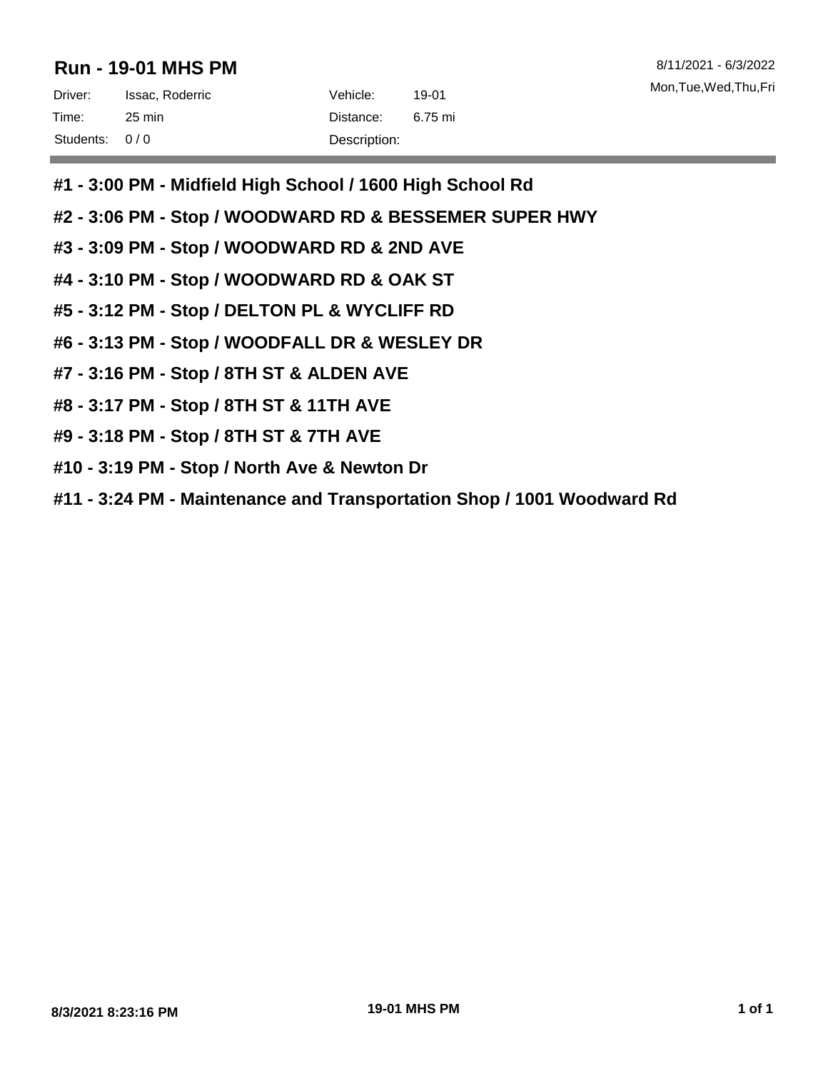## Run - 19-01 MHS PM

8/11/2021 - 6/3/2022

Mon,Tue,Wed,Thu,Fri

| | | | |
|---|---|---|---|
| Driver: | Issac, Roderric | Vehicle: | 19-01 |
| Time: | 25 min | Distance: | 6.75 mi |
| Students: | 0 / 0 | Description: | |

**#1 - 3:00 PM - Midfield High School / 1600 High School Rd**

**#2 - 3:06 PM - Stop / WOODWARD RD & BESSEMER SUPER HWY**

**#3 - 3:09 PM - Stop / WOODWARD RD & 2ND AVE**

**#4 - 3:10 PM - Stop / WOODWARD RD & OAK ST**

**#5 - 3:12 PM - Stop / DELTON PL & WYCLIFF RD**

**#6 - 3:13 PM - Stop / WOODFALL DR & WESLEY DR**

**#7 - 3:16 PM - Stop / 8TH ST & ALDEN AVE**

**#8 - 3:17 PM - Stop / 8TH ST & 11TH AVE**

**#9 - 3:18 PM - Stop / 8TH ST & 7TH AVE**

**#10 - 3:19 PM - Stop / North Ave & Newton Dr**

**#11 - 3:24 PM - Maintenance and Transportation Shop / 1001 Woodward Rd**